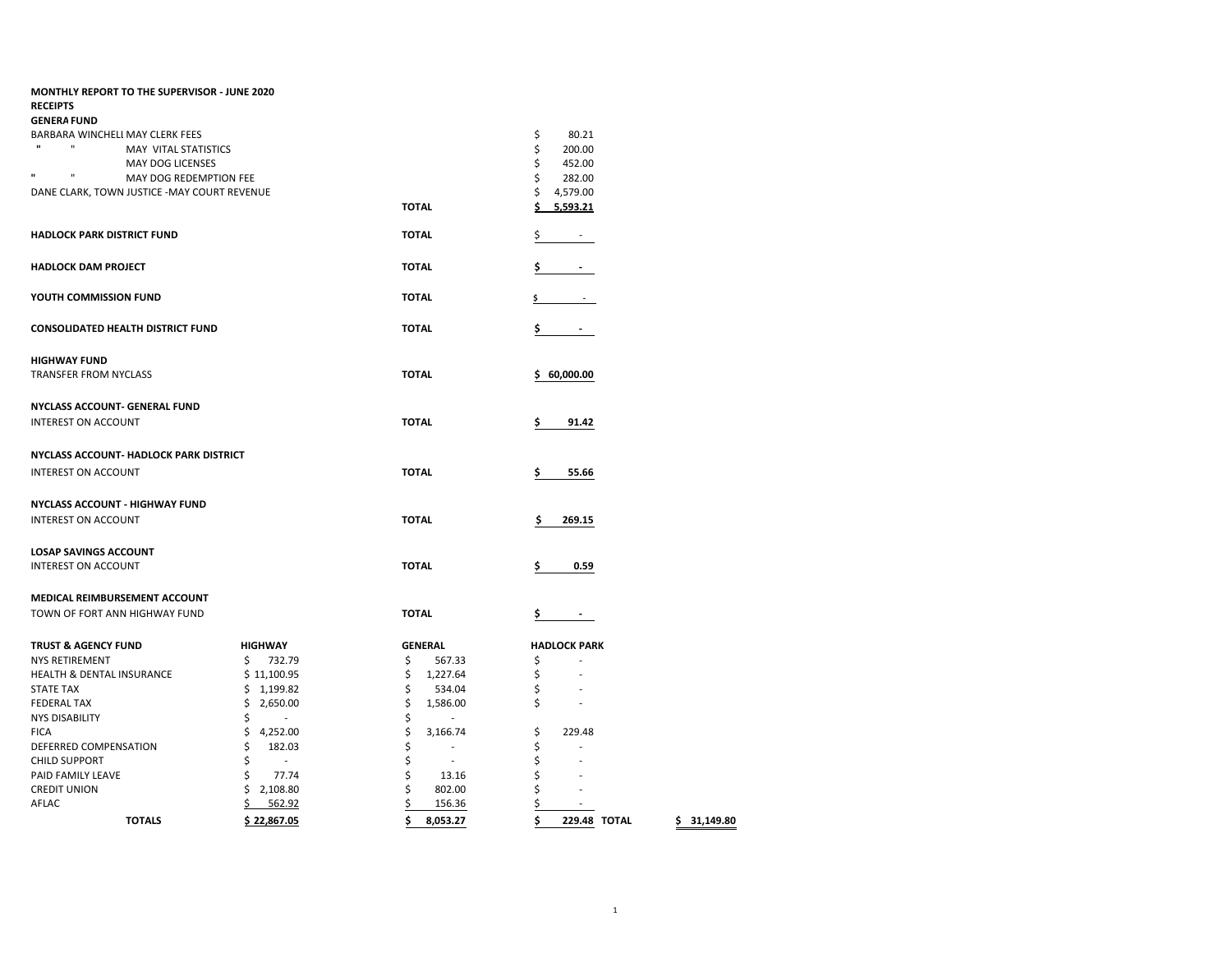**MONTHLY REPORT TO THE SUPERVISOR - JUNE 2020**

**RECEIPTS**

**GENERA FUND**

| | | |
|---|---|---|
| BARBARA WINCHELL MAY CLERK FEES | | $ 80.21 |
| " " MAY VITAL STATISTICS | | $ 200.00 |
| MAY DOG LICENSES | | $ 452.00 |
| " " MAY DOG REDEMPTION FEE | | $ 282.00 |
| DANE CLARK, TOWN JUSTICE -MAY COURT REVENUE | | $ 4,579.00 |
| | **TOTAL** | **$ 5,593.21** |

| | | |
|---|---|---|
| **HADLOCK PARK DISTRICT FUND** | **TOTAL** | $ - |
| **HADLOCK DAM PROJECT** | **TOTAL** | **$ -** |
| **YOUTH COMMISSION FUND** | **TOTAL** | $ - |
| **CONSOLIDATED HEALTH DISTRICT FUND** | **TOTAL** | **$ -** |

**HIGHWAY FUND**

| | | |
|---|---|---|
| TRANSFER FROM NYCLASS | **TOTAL** | **$ 60,000.00** |

**NYCLASS ACCOUNT- GENERAL FUND**

| | | |
|---|---|---|
| INTEREST ON ACCOUNT | **TOTAL** | **$ 91.42** |

**NYCLASS ACCOUNT- HADLOCK PARK DISTRICT**

| | | |
|---|---|---|
| INTEREST ON ACCOUNT | **TOTAL** | **$ 55.66** |

**NYCLASS ACCOUNT - HIGHWAY FUND**

| | | |
|---|---|---|
| INTEREST ON ACCOUNT | **TOTAL** | **$ 269.15** |

**LOSAP SAVINGS ACCOUNT**

| | | |
|---|---|---|
| INTEREST ON ACCOUNT | **TOTAL** | **$ 0.59** |

**MEDICAL REIMBURSEMENT ACCOUNT**

| | | |
|---|---|---|
| TOWN OF FORT ANN HIGHWAY FUND | **TOTAL** | **$ -** |

| **TRUST & AGENCY FUND** | **HIGHWAY** | **GENERAL** | **HADLOCK PARK** | | |
|---|---|---|---|---|---|
| NYS RETIREMENT | $ 732.79 | $ 567.33 | $ - | | |
| HEALTH & DENTAL INSURANCE | $ 11,100.95 | $ 1,227.64 | $ - | | |
| STATE TAX | $ 1,199.82 | $ 534.04 | $ - | | |
| FEDERAL TAX | $ 2,650.00 | $ 1,586.00 | $ - | | |
| NYS DISABILITY | $ - | $ - | | | |
| FICA | $ 4,252.00 | $ 3,166.74 | $ 229.48 | | |
| DEFERRED COMPENSATION | $ 182.03 | $ - | $ - | | |
| CHILD SUPPORT | $ - | $ - | $ - | | |
| PAID FAMILY LEAVE | $ 77.74 | $ 13.16 | $ - | | |
| CREDIT UNION | $ 2,108.80 | $ 802.00 | $ - | | |
| AFLAC | $ 562.92 | $ 156.36 | $ - | | |
| **TOTALS** | **$ 22,867.05** | **$ 8,053.27** | **$ 229.48** | **TOTAL** | **$ 31,149.80** |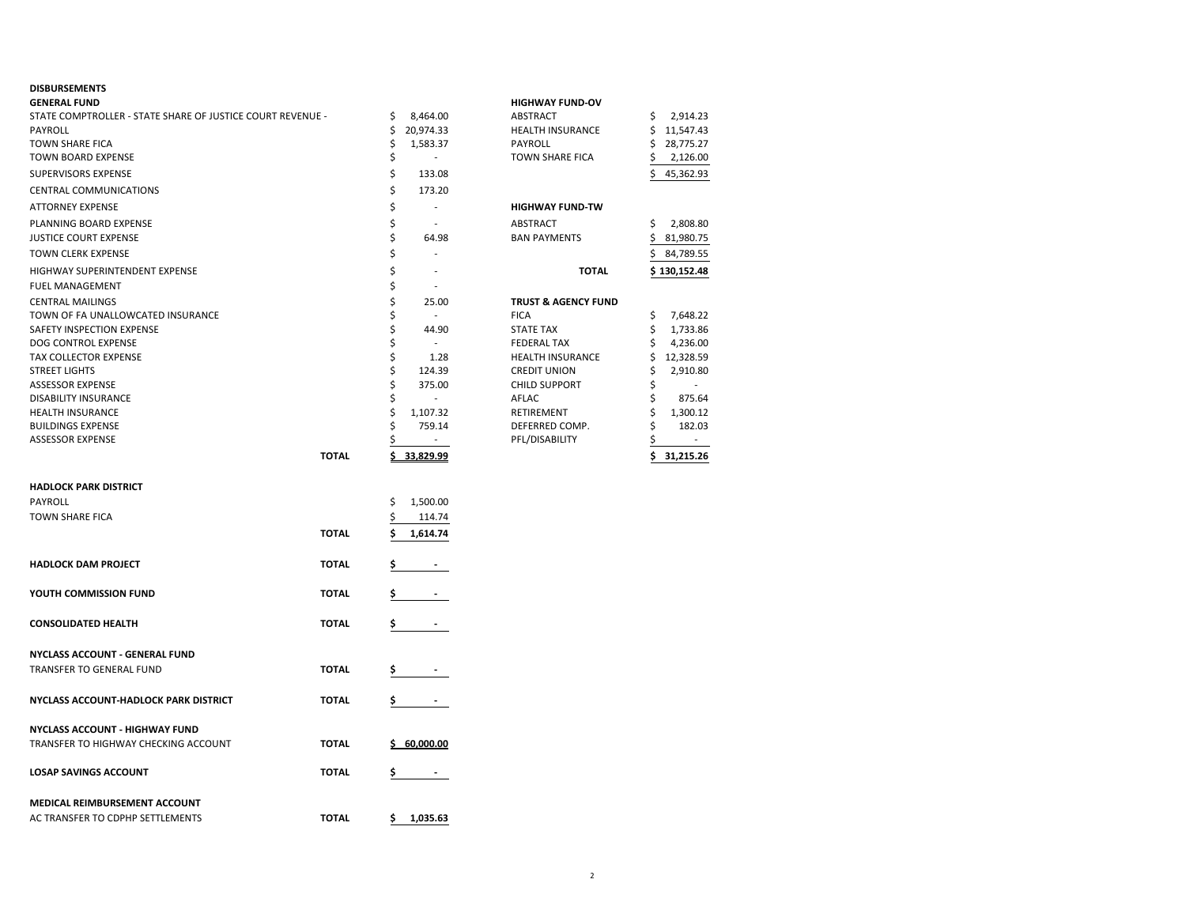## DISBURSEMENTS

### GENERAL FUND

| Item | Amount |
|---|---|
| STATE COMPTROLLER - STATE SHARE OF JUSTICE COURT REVENUE - | $ 8,464.00 |
| PAYROLL | $ 20,974.33 |
| TOWN SHARE FICA | $ 1,583.37 |
| TOWN BOARD EXPENSE | $ - |
| SUPERVISORS EXPENSE | $ 133.08 |
| CENTRAL COMMUNICATIONS | $ 173.20 |
| ATTORNEY EXPENSE | $ - |
| PLANNING BOARD EXPENSE | $ - |
| JUSTICE COURT EXPENSE | $ 64.98 |
| TOWN CLERK EXPENSE | $ - |
| HIGHWAY SUPERINTENDENT EXPENSE | $ - |
| FUEL MANAGEMENT | $ - |
| CENTRAL MAILINGS | $ 25.00 |
| TOWN OF FA UNALLOWCATED INSURANCE | $ - |
| SAFETY INSPECTION EXPENSE | $ 44.90 |
| DOG CONTROL EXPENSE | $ - |
| TAX COLLECTOR EXPENSE | $ 1.28 |
| STREET LIGHTS | $ 124.39 |
| ASSESSOR EXPENSE | $ 375.00 |
| DISABILITY INSURANCE | $ - |
| HEALTH INSURANCE | $ 1,107.32 |
| BUILDINGS EXPENSE | $ 759.14 |
| ASSESSOR EXPENSE | $ - |
| **TOTAL** | **$ 33,829.99** |

### HADLOCK PARK DISTRICT

| Item | Amount |
|---|---|
| PAYROLL | $ 1,500.00 |
| TOWN SHARE FICA | $ 114.74 |
| **TOTAL** | **$ 1,614.74** |

| Fund | | Amount |
|---|---|---|
| **HADLOCK DAM PROJECT** | **TOTAL** | **$ -** |
| **YOUTH COMMISSION FUND** | **TOTAL** | **$ -** |
| **CONSOLIDATED HEALTH** | **TOTAL** | **$ -** |

### NYCLASS ACCOUNT - GENERAL FUND

| Item | | Amount |
|---|---|---|
| TRANSFER TO GENERAL FUND | **TOTAL** | **$ -** |

| Fund | | Amount |
|---|---|---|
| **NYCLASS ACCOUNT-HADLOCK PARK DISTRICT** | **TOTAL** | **$ -** |

### NYCLASS ACCOUNT - HIGHWAY FUND

| Item | | Amount |
|---|---|---|
| TRANSFER TO HIGHWAY CHECKING ACCOUNT | **TOTAL** | **$ 60,000.00** |

| Fund | | Amount |
|---|---|---|
| **LOSAP SAVINGS ACCOUNT** | **TOTAL** | **$ -** |

### MEDICAL REIMBURSEMENT ACCOUNT

| Item | | Amount |
|---|---|---|
| AC TRANSFER TO CDPHP SETTLEMENTS | **TOTAL** | **$ 1,035.63** |

### HIGHWAY FUND-OV

| Item | Amount |
|---|---|
| ABSTRACT | $ 2,914.23 |
| HEALTH INSURANCE | $ 11,547.43 |
| PAYROLL | $ 28,775.27 |
| TOWN SHARE FICA | $ 2,126.00 |
| | $ 45,362.93 |

### HIGHWAY FUND-TW

| Item | Amount |
|---|---|
| ABSTRACT | $ 2,808.80 |
| BAN PAYMENTS | $ 81,980.75 |
| | $ 84,789.55 |
| **TOTAL** | **$ 130,152.48** |

### TRUST & AGENCY FUND

| Item | Amount |
|---|---|
| FICA | $ 7,648.22 |
| STATE TAX | $ 1,733.86 |
| FEDERAL TAX | $ 4,236.00 |
| HEALTH INSURANCE | $ 12,328.59 |
| CREDIT UNION | $ 2,910.80 |
| CHILD SUPPORT | $ - |
| AFLAC | $ 875.64 |
| RETIREMENT | $ 1,300.12 |
| DEFERRED COMP. | $ 182.03 |
| PFL/DISABILITY | $ - |
| | **$ 31,215.26** |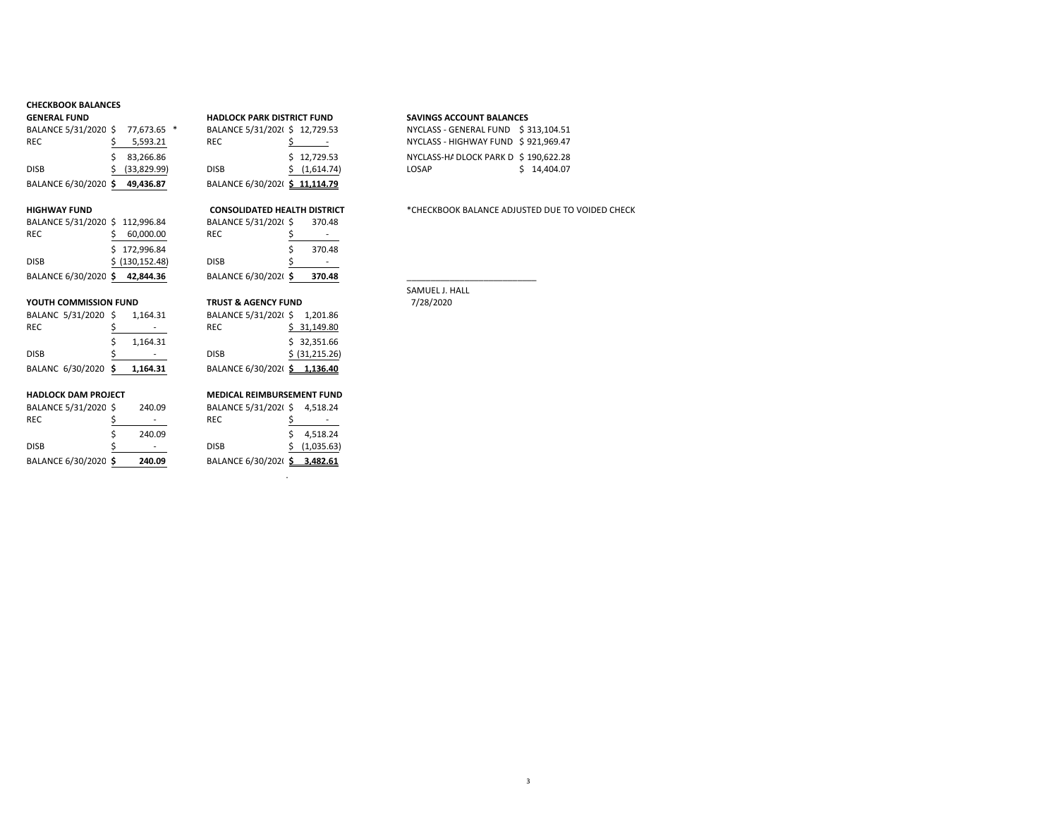**CHECKBOOK BALANCES**

**GENERAL FUND**

| | |
|---|---|
| BALANCE 5/31/2020 | $ 77,673.65 * |
| REC | $ 5,593.21 |
| | $ 83,266.86 |
| DISB | $ (33,829.99) |
| BALANCE 6/30/2020 | **$ 49,436.87** |

**HADLOCK PARK DISTRICT FUND**

| | |
|---|---|
| BALANCE 5/31/202( | $ 12,729.53 |
| REC | $ - |
| | $ 12,729.53 |
| DISB | $ (1,614.74) |
| BALANCE 6/30/202( | **$ 11,114.79** |

**SAVINGS ACCOUNT BALANCES**

| | |
|---|---|
| NYCLASS - GENERAL FUND | $ 313,104.51 |
| NYCLASS - HIGHWAY FUND | $ 921,969.47 |
| NYCLASS-HA DLOCK PARK D | $ 190,622.28 |
| LOSAP | $ 14,404.07 |

**HIGHWAY FUND**

| | |
|---|---|
| BALANCE 5/31/2020 | $ 112,996.84 |
| REC | $ 60,000.00 |
| | $ 172,996.84 |
| DISB | $ (130,152.48) |
| BALANCE 6/30/2020 | **$ 42,844.36** |

**CONSOLIDATED HEALTH DISTRICT**

| | |
|---|---|
| BALANCE 5/31/202( | $ 370.48 |
| REC | $ - |
| | $ 370.48 |
| DISB | $ - |
| BALANCE 6/30/202( | **$ 370.48** |

*CHECKBOOK BALANCE ADJUSTED DUE TO VOIDED CHECK

\_\_\_\_\_\_\_\_\_\_\_\_\_\_\_\_\_\_\_\_\_\_\_\_\_\_\_\_

SAMUEL J. HALL
7/28/2020

**YOUTH COMMISSION FUND**

| | |
|---|---|
| BALANC 5/31/2020 | $ 1,164.31 |
| REC | $ - |
| | $ 1,164.31 |
| DISB | $ - |
| BALANC 6/30/2020 | **$ 1,164.31** |

**TRUST & AGENCY FUND**

| | |
|---|---|
| BALANCE 5/31/202( | $ 1,201.86 |
| REC | $ 31,149.80 |
| | $ 32,351.66 |
| DISB | $ (31,215.26) |
| BALANCE 6/30/202( | **$ 1,136.40** |

**HADLOCK DAM PROJECT**

| | |
|---|---|
| BALANCE 5/31/2020 | $ 240.09 |
| REC | $ - |
| | $ 240.09 |
| DISB | $ - |
| BALANCE 6/30/2020 | **$ 240.09** |

**MEDICAL REIMBURSEMENT FUND**

| | |
|---|---|
| BALANCE 5/31/202( | $ 4,518.24 |
| REC | $ - |
| | $ 4,518.24 |
| DISB | $ (1,035.63) |
| BALANCE 6/30/202( | **$ 3,482.61** |